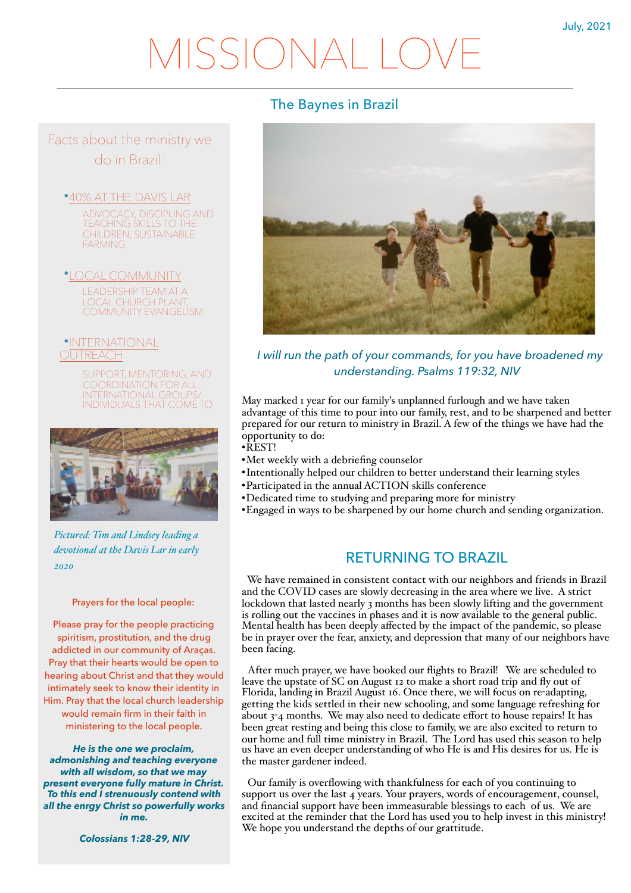July, 2021

# MISSIONAL LOVE

## The Baynes in Brazil

*I will run the path of your commands, for you have broadened my understanding. Psalms 119:32, NIV*

May marked 1 year for our family's unplanned furlough and we have taken advantage of this time to pour into our family, rest, and to be sharpened and better prepared for our return to ministry in Brazil. A few of the things we have had the opportunity to do:

- REST!
- Met weekly with a debriefing counselor
- Intentionally helped our children to better understand their learning styles
- Participated in the annual ACTION skills conference
- Dedicated time to studying and preparing more for ministry
- Engaged in ways to be sharpened by our home church and sending organization.

## RETURNING TO BRAZIL

We have remained in consistent contact with our neighbors and friends in Brazil and the COVID cases are slowly decreasing in the area where we live. A strict lockdown that lasted nearly 3 months has been slowly lifting and the government is rolling out the vaccines in phases and it is now available to the general public. Mental health has been deeply affected by the impact of the pandemic, so please be in prayer over the fear, anxiety, and depression that many of our neighbors have been facing.

After much prayer, we have booked our flights to Brazil! We are scheduled to leave the upstate of SC on August 12 to make a short road trip and fly out of Florida, landing in Brazil August 16. Once there, we will focus on re-adapting, getting the kids settled in their new schooling, and some language refreshing for about 3-4 months. We may also need to dedicate effort to house repairs! It has been great resting and being this close to family, we are also excited to return to our home and full time ministry in Brazil. The Lord has used this season to help us have an even deeper understanding of who He is and His desires for us. He is the master gardener indeed.

Our family is overflowing with thankfulness for each of you continuing to support us over the last 4 years. Your prayers, words of encouragement, counsel, and financial support have been immeasurable blessings to each of us. We are excited at the reminder that the Lord has used you to help invest in this ministry! We hope you understand the depths of our grattitude.

### Facts about the ministry we do in Brazil:

- 40% AT THE DAVIS LAR
  ADVOCACY, DISCIPLING AND TEACHING SKILLS TO THE CHILDREN, SUSTAINABLE FARMING
- LOCAL COMMUNITY
  LEADERSHIP TEAM AT A LOCAL CHURCH PLANT, COMMUNITY EVANGELISM
- INTERNATIONAL OUTREACH
  SUPPORT, MENTORING, AND COORDINATION FOR ALL INTERNATIONAL GROUPS/ INDIVIDUALS THAT COME TO

*Pictured: Tim and Lindsey leading a devotional at the Davis Lar in early 2020*

Prayers for the local people:

Please pray for the people practicing spiritism, prostitution, and the drug addicted in our community of Araças. Pray that their hearts would be open to hearing about Christ and that they would intimately seek to know their identity in Him. Pray that the local church leadership would remain firm in their faith in ministering to the local people.

***He is the one we proclaim, admonishing and teaching everyone with all wisdom, so that we may present everyone fully mature in Christ. To this end I strenuously contend with all the enrgy Christ so powerfully works in me.***

***Colossians 1:28-29, NIV***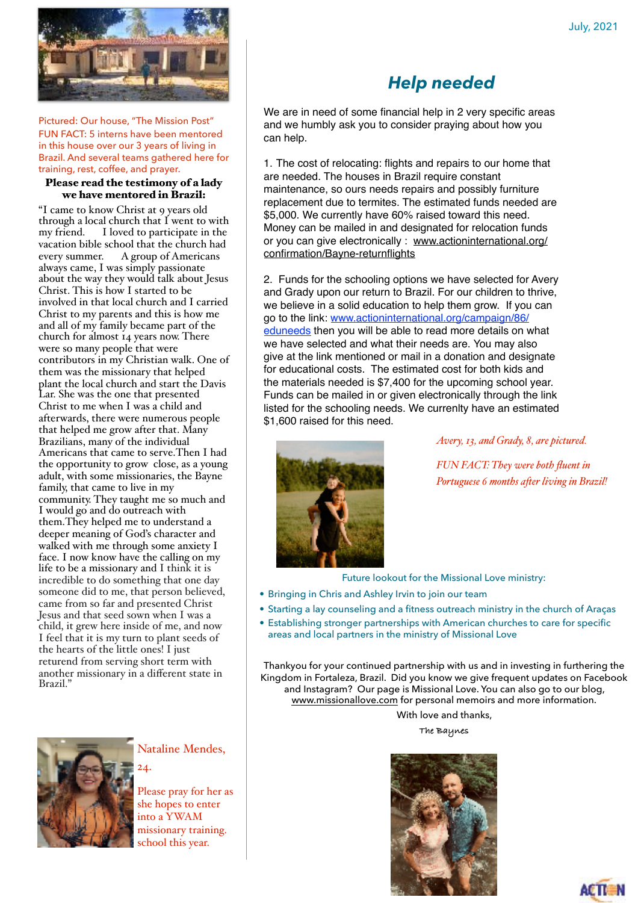July, 2021

Pictured: Our house, "The Mission Post"
FUN FACT: 5 interns have been mentored in this house over our 3 years of living in Brazil. And several teams gathered here for training, rest, coffee, and prayer.

**Please read the testimony of a lady we have mentored in Brazil:**

"I came to know Christ at 9 years old through a local church that I went to with my friend. I loved to participate in the vacation bible school that the church had every summer. A group of Americans always came, I was simply passionate about the way they would talk about Jesus Christ. This is how I started to be involved in that local church and I carried Christ to my parents and this is how me and all of my family became part of the church for almost 14 years now. There were so many people that were contributors in my Christian walk. One of them was the missionary that helped plant the local church and start the Davis Lar. She was the one that presented Christ to me when I was a child and afterwards, there were numerous people that helped me grow after that. Many Brazilians, many of the individual Americans that came to serve.Then I had the opportunity to grow close, as a young adult, with some missionaries, the Bayne family, that came to live in my community. They taught me so much and I would go and do outreach with them.They helped me to understand a deeper meaning of God's character and walked with me through some anxiety I face. I now know have the calling on my life to be a missionary and I think it is incredible to do something that one day someone did to me, that person believed, came from so far and presented Christ Jesus and that seed sown when I was a child, it grew here inside of me, and now I feel that it is my turn to plant seeds of the hearts of the little ones! I just returend from serving short term with another missionary in a different state in Brazil."

Nataline Mendes, 24.

Please pray for her as she hopes to enter into a YWAM missionary training. school this year.

## *Help needed*

We are in need of some financial help in 2 very specific areas and we humbly ask you to consider praying about how you can help.

1. The cost of relocating: flights and repairs to our home that are needed. The houses in Brazil require constant maintenance, so ours needs repairs and possibly furniture replacement due to termites. The estimated funds needed are $5,000. We currently have 60% raised toward this need. Money can be mailed in and designated for relocation funds or you can give electronically : www.actioninternational.org/confirmation/Bayne-returnflights

2. Funds for the schooling options we have selected for Avery and Grady upon our return to Brazil. For our children to thrive, we believe in a solid education to help them grow. If you can go to the link: www.actioninternational.org/campaign/86/eduneeds then you will be able to read more details on what we have selected and what their needs are. You may also give at the link mentioned or mail in a donation and designate for educational costs. The estimated cost for both kids and the materials needed is $7,400 for the upcoming school year. Funds can be mailed in or given electronically through the link listed for the schooling needs. We currenlty have an estimated $1,600 raised for this need.

*Avery, 13, and Grady, 8, are pictured.*

*FUN FACT: They were both fluent in Portuguese 6 months after living in Brazil!*

Future lookout for the Missional Love ministry:

- Bringing in Chris and Ashley Irvin to join our team
- Starting a lay counseling and a fitness outreach ministry in the church of Araças
- Establishing stronger partnerships with American churches to care for specific areas and local partners in the ministry of Missional Love

Thankyou for your continued partnership with us and in investing in furthering the Kingdom in Fortaleza, Brazil. Did you know we give frequent updates on Facebook and Instagram? Our page is Missional Love. You can also go to our blog, www.missionallove.com for personal memoirs and more information.

With love and thanks,

The Baynes